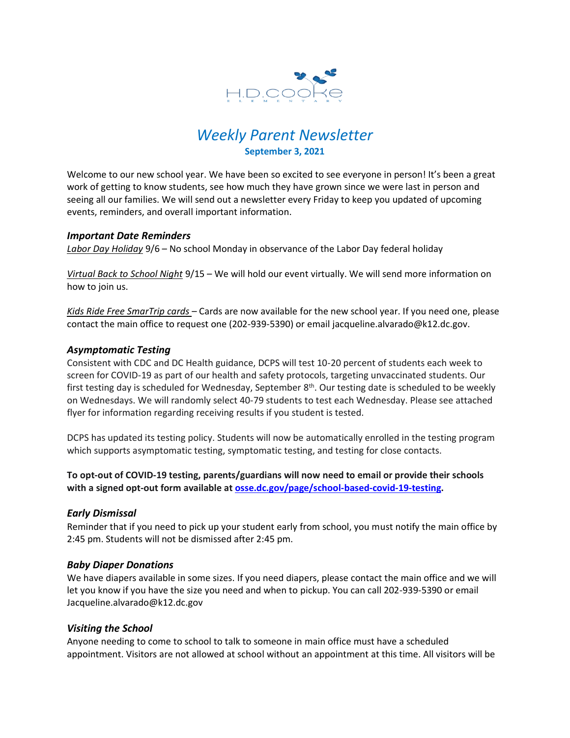# Weekly Parent Newsletter

**September 3, 2021**

Welcome to our new school year. We have been so excited to see everyone in person! It's been a great work of getting to know students, see how much they have grown since we were last in person and seeing all our families. We will send out a newsletter every Friday to keep you updated of upcoming events, reminders, and overall important information.

### *Important Date Reminders*

*Labor Day Holiday* 9/6 – No school Monday in observance of the Labor Day federal holiday

*Virtual Back to School Night* 9/15 – We will hold our event virtually. We will send more information on how to join us.

*Kids Ride Free SmarTrip cards* – Cards are now available for the new school year. If you need one, please contact the main office to request one (202-939-5390) or email jacqueline.alvarado@k12.dc.gov.

### *Asymptomatic Testing*

Consistent with CDC and DC Health guidance, DCPS will test 10-20 percent of students each week to screen for COVID-19 as part of our health and safety protocols, targeting unvaccinated students. Our first testing day is scheduled for Wednesday, September 8th. Our testing date is scheduled to be weekly on Wednesdays. We will randomly select 40-79 students to test each Wednesday. Please see attached flyer for information regarding receiving results if you student is tested.

DCPS has updated its testing policy. Students will now be automatically enrolled in the testing program which supports asymptomatic testing, symptomatic testing, and testing for close contacts.

**To opt-out of COVID-19 testing, parents/guardians will now need to email or provide their schools with a signed opt-out form available at osse.dc.gov/page/school-based-covid-19-testing.**

### *Early Dismissal*

Reminder that if you need to pick up your student early from school, you must notify the main office by 2:45 pm. Students will not be dismissed after 2:45 pm.

### *Baby Diaper Donations*

We have diapers available in some sizes. If you need diapers, please contact the main office and we will let you know if you have the size you need and when to pickup. You can call 202-939-5390 or email Jacqueline.alvarado@k12.dc.gov

### *Visiting the School*

Anyone needing to come to school to talk to someone in main office must have a scheduled appointment. Visitors are not allowed at school without an appointment at this time. All visitors will be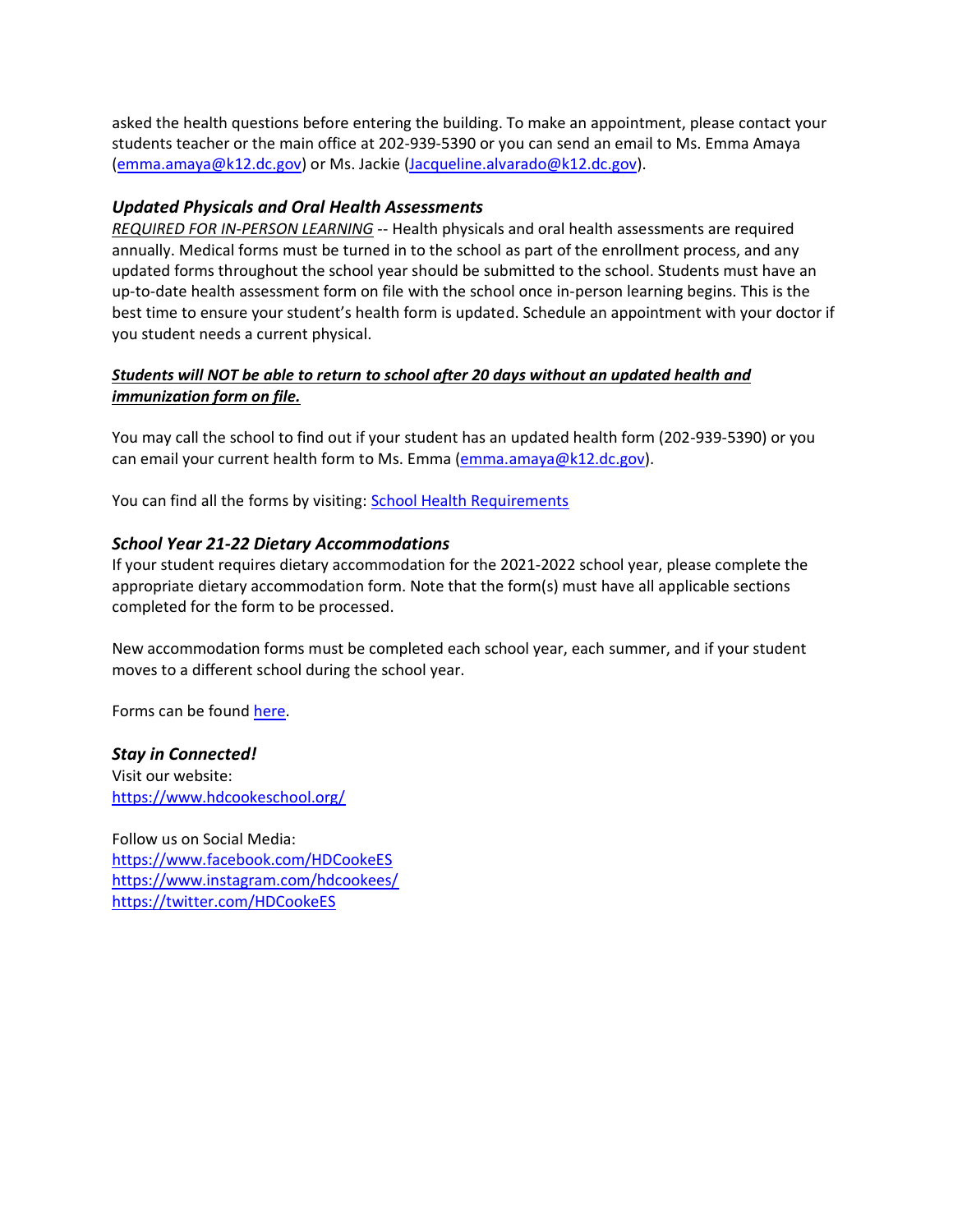asked the health questions before entering the building. To make an appointment, please contact your students teacher or the main office at 202-939-5390 or you can send an email to Ms. Emma Amaya ([emma.amaya@k12.dc.gov](mailto:emma.amaya@k12.dc.gov)) or Ms. Jackie ([Jacqueline.alvarado@k12.dc.gov](mailto:Jacqueline.alvarado@k12.dc.gov)).

### *Updated Physicals and Oral Health Assessments*

*REQUIRED FOR IN-PERSON LEARNING* -- Health physicals and oral health assessments are required annually. Medical forms must be turned in to the school as part of the enrollment process, and any updated forms throughout the school year should be submitted to the school. Students must have an up-to-date health assessment form on file with the school once in-person learning begins. This is the best time to ensure your student's health form is updated. Schedule an appointment with your doctor if you student needs a current physical.

***Students will NOT be able to return to school after 20 days without an updated health and immunization form on file.***

You may call the school to find out if your student has an updated health form (202-939-5390) or you can email your current health form to Ms. Emma ([emma.amaya@k12.dc.gov](mailto:emma.amaya@k12.dc.gov)).

You can find all the forms by visiting: School Health Requirements

### *School Year 21-22 Dietary Accommodations*

If your student requires dietary accommodation for the 2021-2022 school year, please complete the appropriate dietary accommodation form. Note that the form(s) must have all applicable sections completed for the form to be processed.

New accommodation forms must be completed each school year, each summer, and if your student moves to a different school during the school year.

Forms can be found here.

### *Stay in Connected!*

Visit our website:
https://www.hdcookeschool.org/

Follow us on Social Media:
https://www.facebook.com/HDCookeES
https://www.instagram.com/hdcookees/
https://twitter.com/HDCookeES